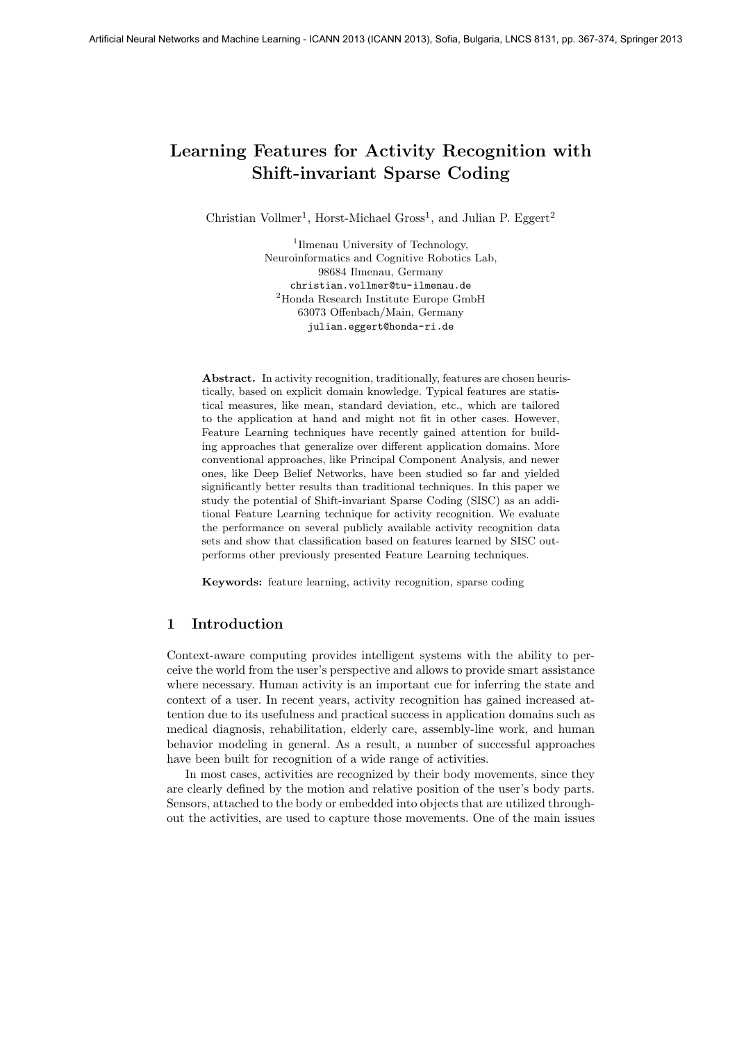# Learning Features for Activity Recognition with Shift-invariant Sparse Coding

Christian Vollmer[1], Horst-Michael Gross[1], and Julian P. Eggert[2]

[1]Ilmenau University of Technology,
Neuroinformatics and Cognitive Robotics Lab,
98684 Ilmenau, Germany
christian.vollmer@tu-ilmenau.de
[2]Honda Research Institute Europe GmbH
63073 Offenbach/Main, Germany
julian.eggert@honda-ri.de

**Abstract.** In activity recognition, traditionally, features are chosen heuristically, based on explicit domain knowledge. Typical features are statistical measures, like mean, standard deviation, etc., which are tailored to the application at hand and might not fit in other cases. However, Feature Learning techniques have recently gained attention for building approaches that generalize over different application domains. More conventional approaches, like Principal Component Analysis, and newer ones, like Deep Belief Networks, have been studied so far and yielded significantly better results than traditional techniques. In this paper we study the potential of Shift-invariant Sparse Coding (SISC) as an additional Feature Learning technique for activity recognition. We evaluate the performance on several publicly available activity recognition data sets and show that classification based on features learned by SISC outperforms other previously presented Feature Learning techniques.

**Keywords:** feature learning, activity recognition, sparse coding

## 1 Introduction

Context-aware computing provides intelligent systems with the ability to perceive the world from the user's perspective and allows to provide smart assistance where necessary. Human activity is an important cue for inferring the state and context of a user. In recent years, activity recognition has gained increased attention due to its usefulness and practical success in application domains such as medical diagnosis, rehabilitation, elderly care, assembly-line work, and human behavior modeling in general. As a result, a number of successful approaches have been built for recognition of a wide range of activities.

In most cases, activities are recognized by their body movements, since they are clearly defined by the motion and relative position of the user's body parts. Sensors, attached to the body or embedded into objects that are utilized throughout the activities, are used to capture those movements. One of the main issues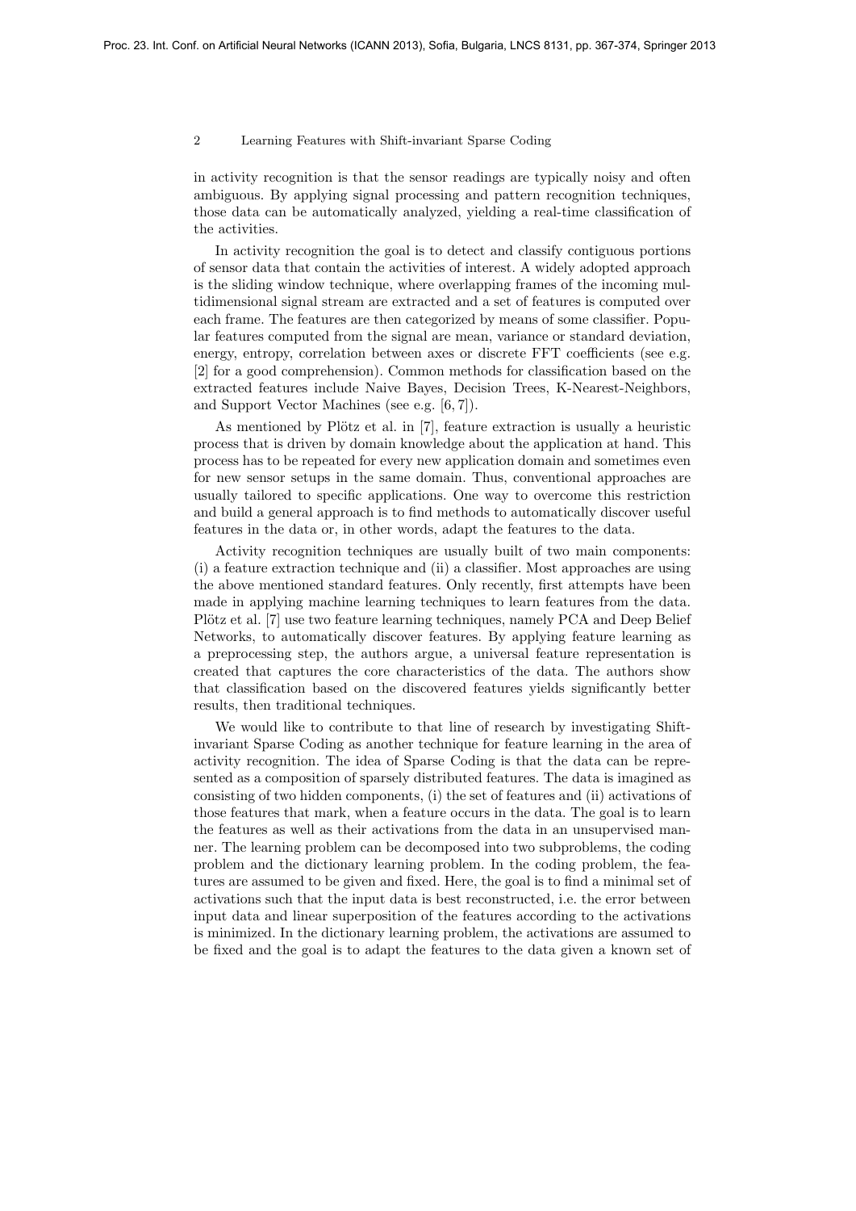in activity recognition is that the sensor readings are typically noisy and often ambiguous. By applying signal processing and pattern recognition techniques, those data can be automatically analyzed, yielding a real-time classification of the activities.

In activity recognition the goal is to detect and classify contiguous portions of sensor data that contain the activities of interest. A widely adopted approach is the sliding window technique, where overlapping frames of the incoming multidimensional signal stream are extracted and a set of features is computed over each frame. The features are then categorized by means of some classifier. Popular features computed from the signal are mean, variance or standard deviation, energy, entropy, correlation between axes or discrete FFT coefficients (see e.g. [2] for a good comprehension). Common methods for classification based on the extracted features include Naive Bayes, Decision Trees, K-Nearest-Neighbors, and Support Vector Machines (see e.g. [6, 7]).

As mentioned by Plötz et al. in [7], feature extraction is usually a heuristic process that is driven by domain knowledge about the application at hand. This process has to be repeated for every new application domain and sometimes even for new sensor setups in the same domain. Thus, conventional approaches are usually tailored to specific applications. One way to overcome this restriction and build a general approach is to find methods to automatically discover useful features in the data or, in other words, adapt the features to the data.

Activity recognition techniques are usually built of two main components: (i) a feature extraction technique and (ii) a classifier. Most approaches are using the above mentioned standard features. Only recently, first attempts have been made in applying machine learning techniques to learn features from the data. Plötz et al. [7] use two feature learning techniques, namely PCA and Deep Belief Networks, to automatically discover features. By applying feature learning as a preprocessing step, the authors argue, a universal feature representation is created that captures the core characteristics of the data. The authors show that classification based on the discovered features yields significantly better results, then traditional techniques.

We would like to contribute to that line of research by investigating Shift-invariant Sparse Coding as another technique for feature learning in the area of activity recognition. The idea of Sparse Coding is that the data can be represented as a composition of sparsely distributed features. The data is imagined as consisting of two hidden components, (i) the set of features and (ii) activations of those features that mark, when a feature occurs in the data. The goal is to learn the features as well as their activations from the data in an unsupervised manner. The learning problem can be decomposed into two subproblems, the coding problem and the dictionary learning problem. In the coding problem, the features are assumed to be given and fixed. Here, the goal is to find a minimal set of activations such that the input data is best reconstructed, i.e. the error between input data and linear superposition of the features according to the activations is minimized. In the dictionary learning problem, the activations are assumed to be fixed and the goal is to adapt the features to the data given a known set of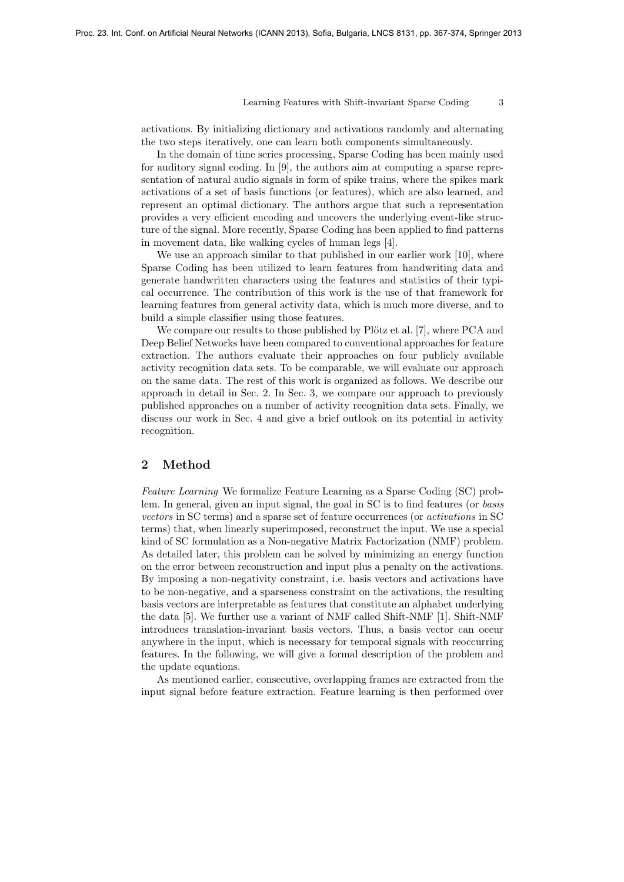activations. By initializing dictionary and activations randomly and alternating the two steps iteratively, one can learn both components simultaneously.

In the domain of time series processing, Sparse Coding has been mainly used for auditory signal coding. In [9], the authors aim at computing a sparse representation of natural audio signals in form of spike trains, where the spikes mark activations of a set of basis functions (or features), which are also learned, and represent an optimal dictionary. The authors argue that such a representation provides a very efficient encoding and uncovers the underlying event-like structure of the signal. More recently, Sparse Coding has been applied to find patterns in movement data, like walking cycles of human legs [4].

We use an approach similar to that published in our earlier work [10], where Sparse Coding has been utilized to learn features from handwriting data and generate handwritten characters using the features and statistics of their typical occurrence. The contribution of this work is the use of that framework for learning features from general activity data, which is much more diverse, and to build a simple classifier using those features.

We compare our results to those published by Plötz et al. [7], where PCA and Deep Belief Networks have been compared to conventional approaches for feature extraction. The authors evaluate their approaches on four publicly available activity recognition data sets. To be comparable, we will evaluate our approach on the same data. The rest of this work is organized as follows. We describe our approach in detail in Sec. 2. In Sec. 3, we compare our approach to previously published approaches on a number of activity recognition data sets. Finally, we discuss our work in Sec. 4 and give a brief outlook on its potential in activity recognition.

## 2 Method

*Feature Learning* We formalize Feature Learning as a Sparse Coding (SC) problem. In general, given an input signal, the goal in SC is to find features (or *basis vectors* in SC terms) and a sparse set of feature occurrences (or *activations* in SC terms) that, when linearly superimposed, reconstruct the input. We use a special kind of SC formulation as a Non-negative Matrix Factorization (NMF) problem. As detailed later, this problem can be solved by minimizing an energy function on the error between reconstruction and input plus a penalty on the activations. By imposing a non-negativity constraint, i.e. basis vectors and activations have to be non-negative, and a sparseness constraint on the activations, the resulting basis vectors are interpretable as features that constitute an alphabet underlying the data [5]. We further use a variant of NMF called Shift-NMF [1]. Shift-NMF introduces translation-invariant basis vectors. Thus, a basis vector can occur anywhere in the input, which is necessary for temporal signals with reoccurring features. In the following, we will give a formal description of the problem and the update equations.

As mentioned earlier, consecutive, overlapping frames are extracted from the input signal before feature extraction. Feature learning is then performed over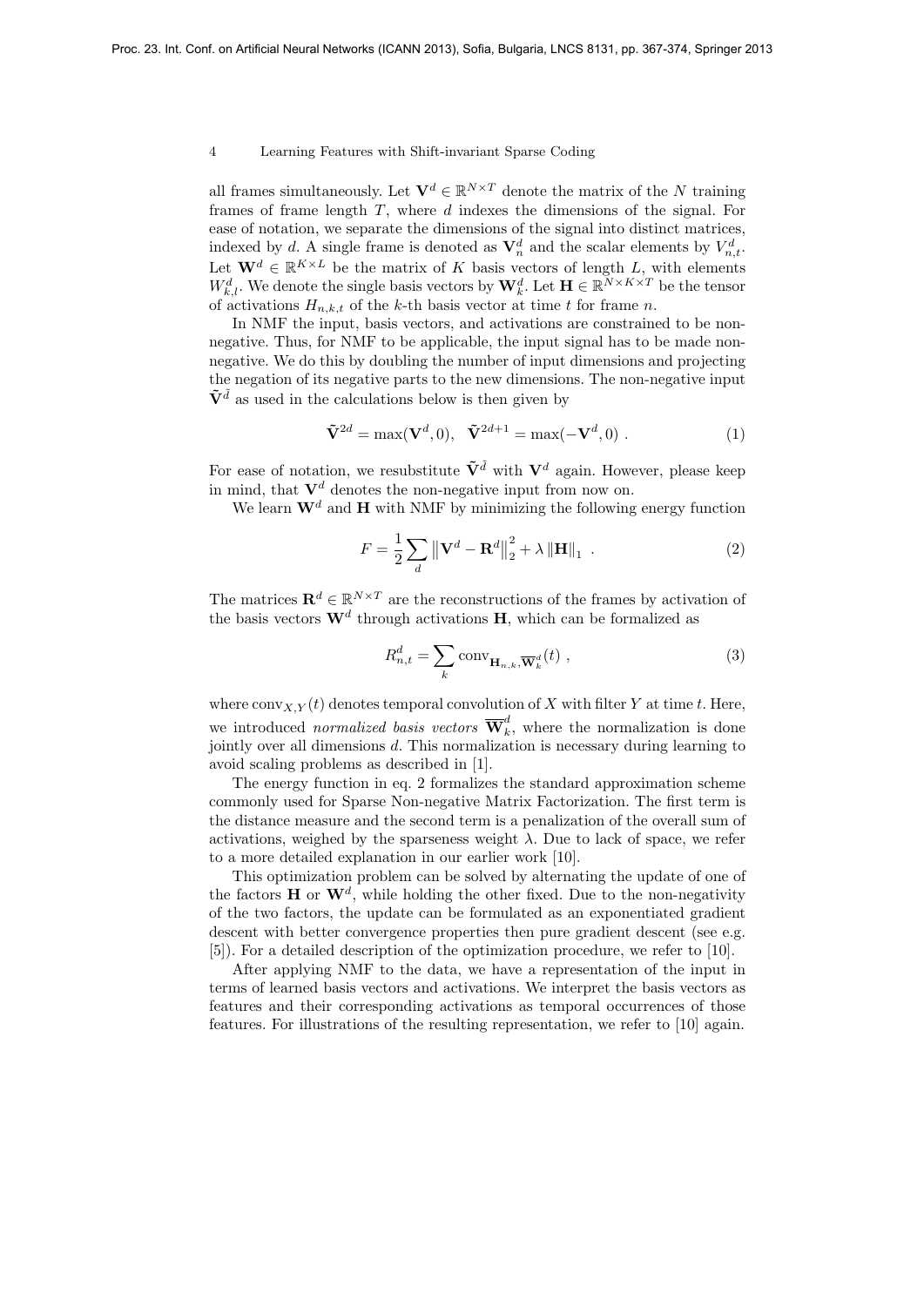all frames simultaneously. Let $\mathbf{V}^d \in \mathbb{R}^{N\times T}$ denote the matrix of the $N$ training frames of frame length $T$, where $d$ indexes the dimensions of the signal. For ease of notation, we separate the dimensions of the signal into distinct matrices, indexed by $d$. A single frame is denoted as $\mathbf{V}^d_n$ and the scalar elements by $V^d_{n,t}$. Let $\mathbf{W}^d \in \mathbb{R}^{K\times L}$ be the matrix of $K$ basis vectors of length $L$, with elements $W^d_{k,l}$. We denote the single basis vectors by $\mathbf{W}^d_k$. Let $\mathbf{H} \in \mathbb{R}^{N\times K\times T}$ be the tensor of activations $H_{n,k,t}$ of the $k$-th basis vector at time $t$ for frame $n$.

In NMF the input, basis vectors, and activations are constrained to be non-negative. Thus, for NMF to be applicable, the input signal has to be made non-negative. We do this by doubling the number of input dimensions and projecting the negation of its negative parts to the new dimensions. The non-negative input $\tilde{\mathbf{V}}^{\tilde{d}}$ as used in the calculations below is then given by

$$\tilde{\mathbf{V}}^{2d} = \max(\mathbf{V}^d, 0), \quad \tilde{\mathbf{V}}^{2d+1} = \max(-\mathbf{V}^d, 0) \; . \tag{1}$$

For ease of notation, we resubstitute $\tilde{\mathbf{V}}^{\tilde{d}}$ with $\mathbf{V}^d$ again. However, please keep in mind, that $\mathbf{V}^d$ denotes the non-negative input from now on.

We learn $\mathbf{W}^d$ and $\mathbf{H}$ with NMF by minimizing the following energy function

$$F = \frac{1}{2}\sum_d \left\|\mathbf{V}^d - \mathbf{R}^d\right\|_2^2 + \lambda \left\|\mathbf{H}\right\|_1 \; . \tag{2}$$

The matrices $\mathbf{R}^d \in \mathbb{R}^{N\times T}$ are the reconstructions of the frames by activation of the basis vectors $\mathbf{W}^d$ through activations $\mathbf{H}$, which can be formalized as

$$R^d_{n,t} = \sum_k \mathrm{conv}_{\mathbf{H}_{n,k},\overline{\mathbf{W}}^d_k}(t) \; , \tag{3}$$

where $\mathrm{conv}_{X,Y}(t)$ denotes temporal convolution of $X$ with filter $Y$ at time $t$. Here, we introduced *normalized basis vectors* $\overline{\mathbf{W}}^d_k$, where the normalization is done jointly over all dimensions $d$. This normalization is necessary during learning to avoid scaling problems as described in [1].

The energy function in eq. 2 formalizes the standard approximation scheme commonly used for Sparse Non-negative Matrix Factorization. The first term is the distance measure and the second term is a penalization of the overall sum of activations, weighed by the sparseness weight $\lambda$. Due to lack of space, we refer to a more detailed explanation in our earlier work [10].

This optimization problem can be solved by alternating the update of one of the factors $\mathbf{H}$ or $\mathbf{W}^d$, while holding the other fixed. Due to the non-negativity of the two factors, the update can be formulated as an exponentiated gradient descent with better convergence properties then pure gradient descent (see e.g. [5]). For a detailed description of the optimization procedure, we refer to [10].

After applying NMF to the data, we have a representation of the input in terms of learned basis vectors and activations. We interpret the basis vectors as features and their corresponding activations as temporal occurrences of those features. For illustrations of the resulting representation, we refer to [10] again.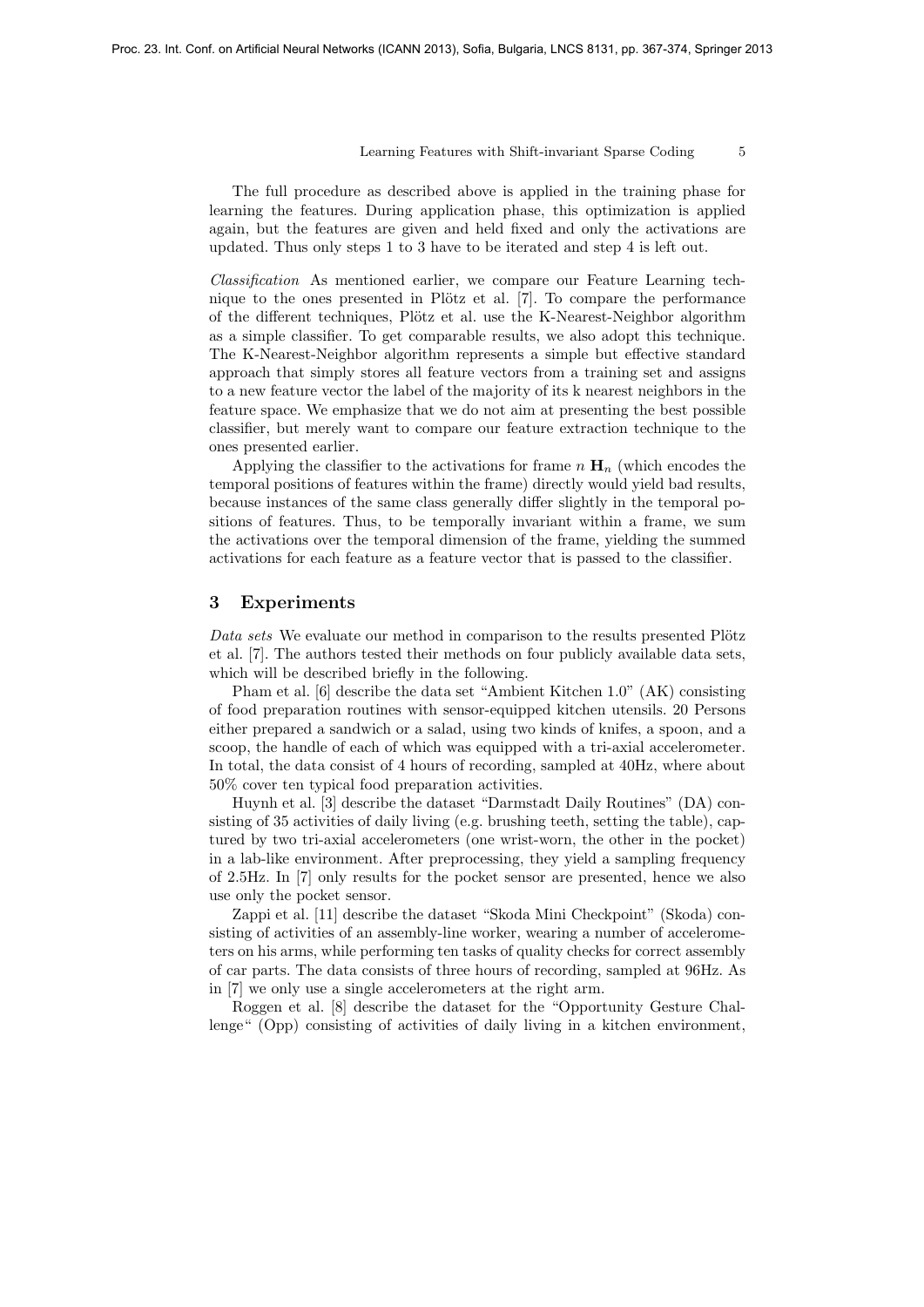The full procedure as described above is applied in the training phase for learning the features. During application phase, this optimization is applied again, but the features are given and held fixed and only the activations are updated. Thus only steps 1 to 3 have to be iterated and step 4 is left out.

*Classification* As mentioned earlier, we compare our Feature Learning technique to the ones presented in Plötz et al. [7]. To compare the performance of the different techniques, Plötz et al. use the K-Nearest-Neighbor algorithm as a simple classifier. To get comparable results, we also adopt this technique. The K-Nearest-Neighbor algorithm represents a simple but effective standard approach that simply stores all feature vectors from a training set and assigns to a new feature vector the label of the majority of its k nearest neighbors in the feature space. We emphasize that we do not aim at presenting the best possible classifier, but merely want to compare our feature extraction technique to the ones presented earlier.

Applying the classifier to the activations for frame $n$ $\mathbf{H}_n$ (which encodes the temporal positions of features within the frame) directly would yield bad results, because instances of the same class generally differ slightly in the temporal positions of features. Thus, to be temporally invariant within a frame, we sum the activations over the temporal dimension of the frame, yielding the summed activations for each feature as a feature vector that is passed to the classifier.

## 3 Experiments

*Data sets* We evaluate our method in comparison to the results presented Plötz et al. [7]. The authors tested their methods on four publicly available data sets, which will be described briefly in the following.

Pham et al. [6] describe the data set "Ambient Kitchen 1.0" (AK) consisting of food preparation routines with sensor-equipped kitchen utensils. 20 Persons either prepared a sandwich or a salad, using two kinds of knifes, a spoon, and a scoop, the handle of each of which was equipped with a tri-axial accelerometer. In total, the data consist of 4 hours of recording, sampled at 40Hz, where about 50% cover ten typical food preparation activities.

Huynh et al. [3] describe the dataset "Darmstadt Daily Routines" (DA) consisting of 35 activities of daily living (e.g. brushing teeth, setting the table), captured by two tri-axial accelerometers (one wrist-worn, the other in the pocket) in a lab-like environment. After preprocessing, they yield a sampling frequency of 2.5Hz. In [7] only results for the pocket sensor are presented, hence we also use only the pocket sensor.

Zappi et al. [11] describe the dataset "Skoda Mini Checkpoint" (Skoda) consisting of activities of an assembly-line worker, wearing a number of accelerometers on his arms, while performing ten tasks of quality checks for correct assembly of car parts. The data consists of three hours of recording, sampled at 96Hz. As in [7] we only use a single accelerometers at the right arm.

Roggen et al. [8] describe the dataset for the "Opportunity Gesture Challenge" (Opp) consisting of activities of daily living in a kitchen environment,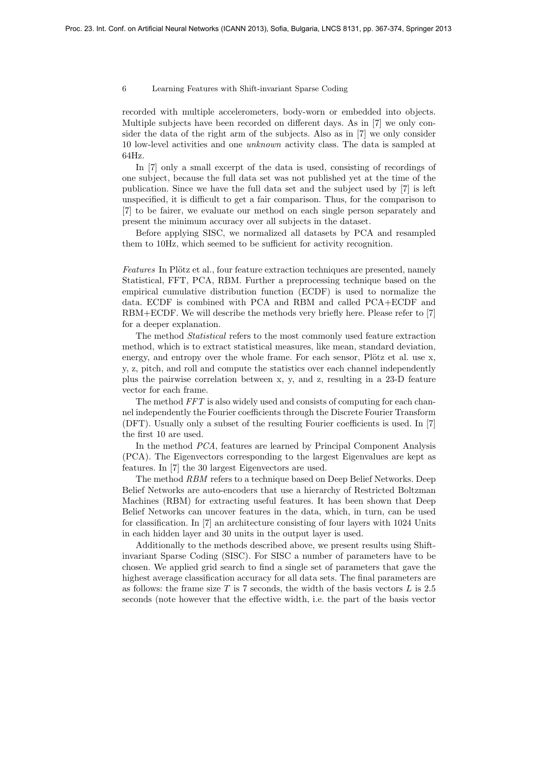recorded with multiple accelerometers, body-worn or embedded into objects. Multiple subjects have been recorded on different days. As in [7] we only consider the data of the right arm of the subjects. Also as in [7] we only consider 10 low-level activities and one *unknown* activity class. The data is sampled at 64Hz.

In [7] only a small excerpt of the data is used, consisting of recordings of one subject, because the full data set was not published yet at the time of the publication. Since we have the full data set and the subject used by [7] is left unspecified, it is difficult to get a fair comparison. Thus, for the comparison to [7] to be fairer, we evaluate our method on each single person separately and present the minimum accuracy over all subjects in the dataset.

Before applying SISC, we normalized all datasets by PCA and resampled them to 10Hz, which seemed to be sufficient for activity recognition.

*Features* In Plötz et al., four feature extraction techniques are presented, namely Statistical, FFT, PCA, RBM. Further a preprocessing technique based on the empirical cumulative distribution function (ECDF) is used to normalize the data. ECDF is combined with PCA and RBM and called PCA+ECDF and RBM+ECDF. We will describe the methods very briefly here. Please refer to [7] for a deeper explanation.

The method *Statistical* refers to the most commonly used feature extraction method, which is to extract statistical measures, like mean, standard deviation, energy, and entropy over the whole frame. For each sensor, Plötz et al. use x, y, z, pitch, and roll and compute the statistics over each channel independently plus the pairwise correlation between x, y, and z, resulting in a 23-D feature vector for each frame.

The method *FFT* is also widely used and consists of computing for each channel independently the Fourier coefficients through the Discrete Fourier Transform (DFT). Usually only a subset of the resulting Fourier coefficients is used. In [7] the first 10 are used.

In the method *PCA*, features are learned by Principal Component Analysis (PCA). The Eigenvectors corresponding to the largest Eigenvalues are kept as features. In [7] the 30 largest Eigenvectors are used.

The method *RBM* refers to a technique based on Deep Belief Networks. Deep Belief Networks are auto-encoders that use a hierarchy of Restricted Boltzman Machines (RBM) for extracting useful features. It has been shown that Deep Belief Networks can uncover features in the data, which, in turn, can be used for classification. In [7] an architecture consisting of four layers with 1024 Units in each hidden layer and 30 units in the output layer is used.

Additionally to the methods described above, we present results using Shift-invariant Sparse Coding (SISC). For SISC a number of parameters have to be chosen. We applied grid search to find a single set of parameters that gave the highest average classification accuracy for all data sets. The final parameters are as follows: the frame size $T$ is 7 seconds, the width of the basis vectors $L$ is 2.5 seconds (note however that the effective width, i.e. the part of the basis vector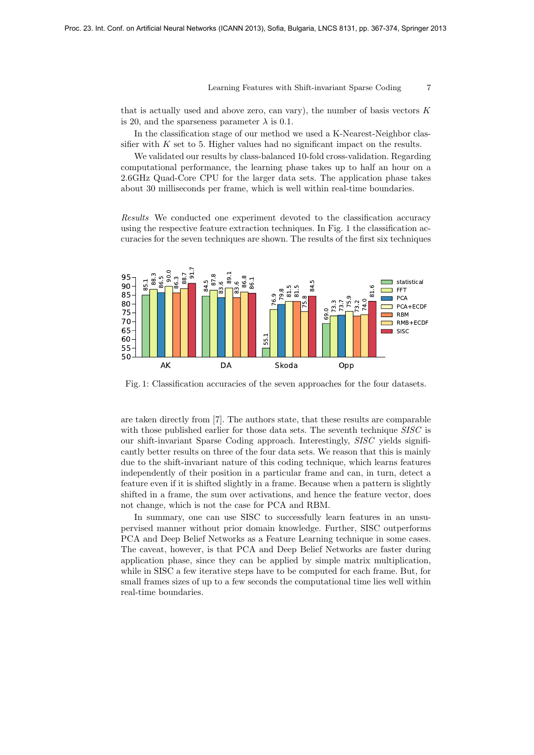that is actually used and above zero, can vary), the number of basis vectors $K$ is 20, and the sparseness parameter $\lambda$ is 0.1.

In the classification stage of our method we used a K-Nearest-Neighbor classifier with $K$ set to 5. Higher values had no significant impact on the results.

We validated our results by class-balanced 10-fold cross-validation. Regarding computational performance, the learning phase takes up to half an hour on a 2.6GHz Quad-Core CPU for the larger data sets. The application phase takes about 30 milliseconds per frame, which is well within real-time boundaries.

*Results* We conducted one experiment devoted to the classification accuracy using the respective feature extraction techniques. In Fig. 1 the classification accuracies for the seven techniques are shown. The results of the first six techniques

| | statistical | FFT | PCA | PCA+ECDF | RBM | RMB+ECDF | SISC |
|---|---|---|---|---|---|---|---|
| AK | 85.1 | 88.3 | 86.5 | 90.0 | 86.3 | 88.7 | 91.7 |
| DA | 84.5 | 87.8 | 83.6 | 89.1 | 83.6 | 86.8 | 86.1 |
| Skoda | 55.1 | 76.9 | 79.8 | 81.5 | 81.5 | 75.8 | 84.5 |
| Opp | 69.0 | 73.3 | 73.7 | 75.9 | 73.2 | 74.0 | 81.6 |

Fig. 1: Classification accuracies of the seven approaches for the four datasets.

are taken directly from [7]. The authors state, that these results are comparable with those published earlier for those data sets. The seventh technique *SISC* is our shift-invariant Sparse Coding approach. Interestingly, *SISC* yields significantly better results on three of the four data sets. We reason that this is mainly due to the shift-invariant nature of this coding technique, which learns features independently of their position in a particular frame and can, in turn, detect a feature even if it is shifted slightly in a frame. Because when a pattern is slightly shifted in a frame, the sum over activations, and hence the feature vector, does not change, which is not the case for PCA and RBM.

In summary, one can use SISC to successfully learn features in an unsupervised manner without prior domain knowledge. Further, SISC outperforms PCA and Deep Belief Networks as a Feature Learning technique in some cases. The caveat, however, is that PCA and Deep Belief Networks are faster during application phase, since they can be applied by simple matrix multiplication, while in SISC a few iterative steps have to be computed for each frame. But, for small frames sizes of up to a few seconds the computational time lies well within real-time boundaries.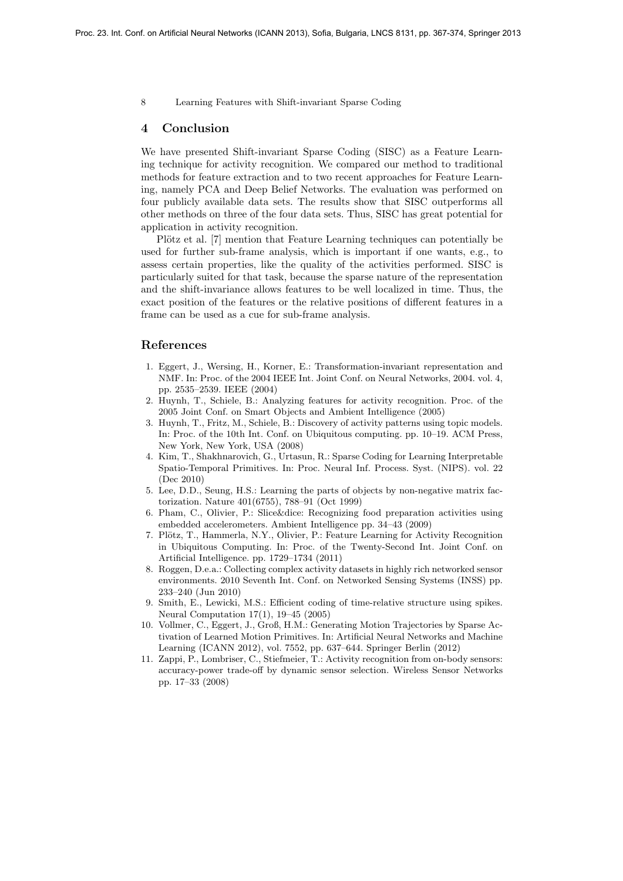## 4 Conclusion

We have presented Shift-invariant Sparse Coding (SISC) as a Feature Learning technique for activity recognition. We compared our method to traditional methods for feature extraction and to two recent approaches for Feature Learning, namely PCA and Deep Belief Networks. The evaluation was performed on four publicly available data sets. The results show that SISC outperforms all other methods on three of the four data sets. Thus, SISC has great potential for application in activity recognition.

Plötz et al. [7] mention that Feature Learning techniques can potentially be used for further sub-frame analysis, which is important if one wants, e.g., to assess certain properties, like the quality of the activities performed. SISC is particularly suited for that task, because the sparse nature of the representation and the shift-invariance allows features to be well localized in time. Thus, the exact position of the features or the relative positions of different features in a frame can be used as a cue for sub-frame analysis.

## References

1. Eggert, J., Wersing, H., Korner, E.: Transformation-invariant representation and NMF. In: Proc. of the 2004 IEEE Int. Joint Conf. on Neural Networks, 2004. vol. 4, pp. 2535–2539. IEEE (2004)
2. Huynh, T., Schiele, B.: Analyzing features for activity recognition. Proc. of the 2005 Joint Conf. on Smart Objects and Ambient Intelligence (2005)
3. Huynh, T., Fritz, M., Schiele, B.: Discovery of activity patterns using topic models. In: Proc. of the 10th Int. Conf. on Ubiquitous computing. pp. 10–19. ACM Press, New York, New York, USA (2008)
4. Kim, T., Shakhnarovich, G., Urtasun, R.: Sparse Coding for Learning Interpretable Spatio-Temporal Primitives. In: Proc. Neural Inf. Process. Syst. (NIPS). vol. 22 (Dec 2010)
5. Lee, D.D., Seung, H.S.: Learning the parts of objects by non-negative matrix factorization. Nature 401(6755), 788–91 (Oct 1999)
6. Pham, C., Olivier, P.: Slice&dice: Recognizing food preparation activities using embedded accelerometers. Ambient Intelligence pp. 34–43 (2009)
7. Plötz, T., Hammerla, N.Y., Olivier, P.: Feature Learning for Activity Recognition in Ubiquitous Computing. In: Proc. of the Twenty-Second Int. Joint Conf. on Artificial Intelligence. pp. 1729–1734 (2011)
8. Roggen, D.e.a.: Collecting complex activity datasets in highly rich networked sensor environments. 2010 Seventh Int. Conf. on Networked Sensing Systems (INSS) pp. 233–240 (Jun 2010)
9. Smith, E., Lewicki, M.S.: Efficient coding of time-relative structure using spikes. Neural Computation 17(1), 19–45 (2005)
10. Vollmer, C., Eggert, J., Groß, H.M.: Generating Motion Trajectories by Sparse Activation of Learned Motion Primitives. In: Artificial Neural Networks and Machine Learning (ICANN 2012), vol. 7552, pp. 637–644. Springer Berlin (2012)
11. Zappi, P., Lombriser, C., Stiefmeier, T.: Activity recognition from on-body sensors: accuracy-power trade-off by dynamic sensor selection. Wireless Sensor Networks pp. 17–33 (2008)